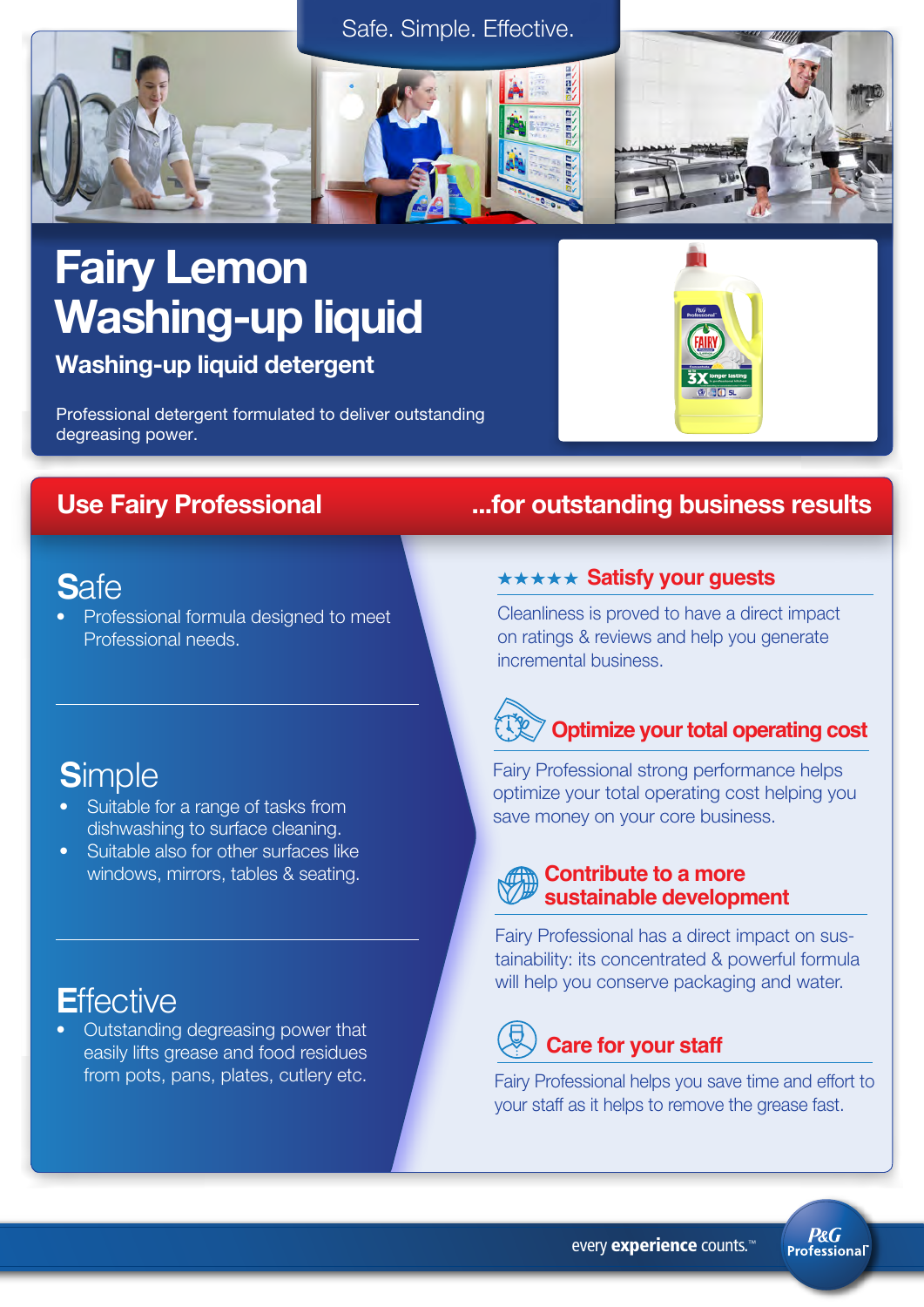Safe. Simple. Effective.

# Fairy Lemon Washing-up liquid

## Washing-up liquid detergent

Professional detergent formulated to deliver outstanding degreasing power.

## Use Fairy Professional ...for outstanding business results

### Safe

- Professional formula designed to meet Professional needs.

### Simple

- Suitable for a range of tasks from dishwashing to surface cleaning.
- Suitable also for other surfaces like windows, mirrors, tables & seating.

### Effective

- Outstanding degreasing power that easily lifts grease and food residues from pots, pans, plates, cutlery etc.

### ★★★★★ Satisfy your guests

Cleanliness is proved to have a direct impact on ratings & reviews and help you generate incremental business.

### Optimize your total operating cost

Fairy Professional strong performance helps optimize your total operating cost helping you save money on your core business.

### Contribute to a more sustainable development

Fairy Professional has a direct impact on sustainability: its concentrated & powerful formula will help you conserve packaging and water.

### Care for your staff

Fairy Professional helps you save time and effort to your staff as it helps to remove the grease fast.

every **experience** counts.™

P&G Professional™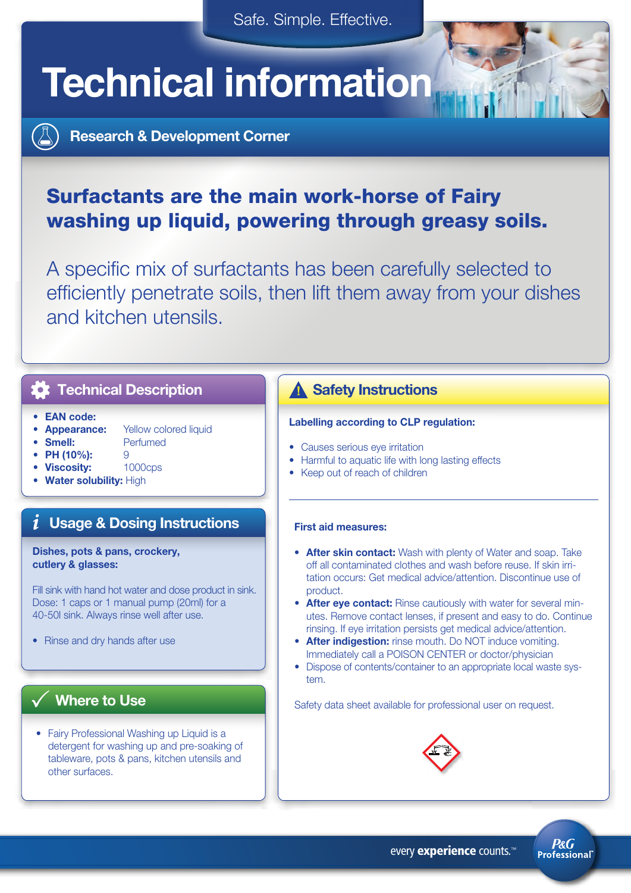Safe. Simple. Effective.

# Technical information

## Research & Development Corner

**Surfactants are the main work-horse of Fairy washing up liquid, powering through greasy soils.**

A specific mix of surfactants has been carefully selected to efficiently penetrate soils, then lift them away from your dishes and kitchen utensils.

## Technical Description

- **EAN code:**
- **Appearance:** Yellow colored liquid
- **Smell:** Perfumed
- **PH (10%):** 9
- **Viscosity:** 1000cps
- **Water solubility:** High

## Usage & Dosing Instructions

**Dishes, pots & pans, crockery, cutlery & glasses:**

Fill sink with hand hot water and dose product in sink. Dose: 1 caps or 1 manual pump (20ml) for a 40-50l sink. Always rinse well after use.

- Rinse and dry hands after use

## Where to Use

- Fairy Professional Washing up Liquid is a detergent for washing up and pre-soaking of tableware, pots & pans, kitchen utensils and other surfaces.

## Safety Instructions

**Labelling according to CLP regulation:**

- Causes serious eye irritation
- Harmful to aquatic life with long lasting effects
- Keep out of reach of children

**First aid measures:**

- **After skin contact:** Wash with plenty of Water and soap. Take off all contaminated clothes and wash before reuse. If skin irritation occurs: Get medical advice/attention. Discontinue use of product.
- **After eye contact:** Rinse cautiously with water for several minutes. Remove contact lenses, if present and easy to do. Continue rinsing. If eye irritation persists get medical advice/attention.
- **After indigestion:** rinse mouth. Do NOT induce vomiting. Immediately call a POISON CENTER or doctor/physician
- Dispose of contents/container to an appropriate local waste system.

Safety data sheet available for professional user on request.

every **experience** counts.™

P&G Professional™